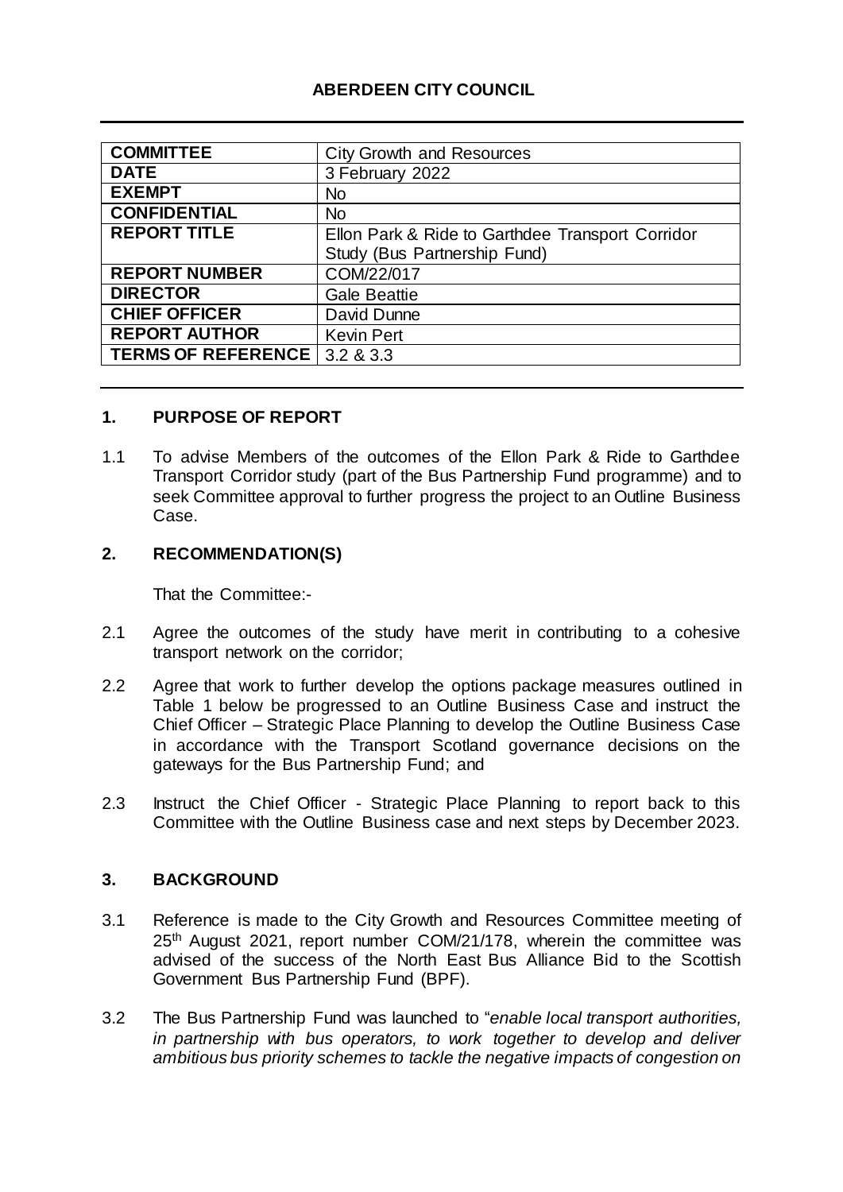**ABERDEEN CITY COUNCIL**

| | |
|---|---|
| **COMMITTEE** | City Growth and Resources |
| **DATE** | 3 February 2022 |
| **EXEMPT** | No |
| **CONFIDENTIAL** | No |
| **REPORT TITLE** | Ellon Park & Ride to Garthdee Transport Corridor Study (Bus Partnership Fund) |
| **REPORT NUMBER** | COM/22/017 |
| **DIRECTOR** | Gale Beattie |
| **CHIEF OFFICER** | David Dunne |
| **REPORT AUTHOR** | Kevin Pert |
| **TERMS OF REFERENCE** | 3.2 & 3.3 |

## 1. PURPOSE OF REPORT

1.1 To advise Members of the outcomes of the Ellon Park & Ride to Garthdee Transport Corridor study (part of the Bus Partnership Fund programme) and to seek Committee approval to further progress the project to an Outline Business Case.

## 2. RECOMMENDATION(S)

That the Committee:-

2.1 Agree the outcomes of the study have merit in contributing to a cohesive transport network on the corridor;

2.2 Agree that work to further develop the options package measures outlined in Table 1 below be progressed to an Outline Business Case and instruct the Chief Officer – Strategic Place Planning to develop the Outline Business Case in accordance with the Transport Scotland governance decisions on the gateways for the Bus Partnership Fund; and

2.3 Instruct the Chief Officer - Strategic Place Planning to report back to this Committee with the Outline Business case and next steps by December 2023.

## 3. BACKGROUND

3.1 Reference is made to the City Growth and Resources Committee meeting of 25th August 2021, report number COM/21/178, wherein the committee was advised of the success of the North East Bus Alliance Bid to the Scottish Government Bus Partnership Fund (BPF).

3.2 The Bus Partnership Fund was launched to "*enable local transport authorities, in partnership with bus operators, to work together to develop and deliver ambitious bus priority schemes to tackle the negative impacts of congestion on*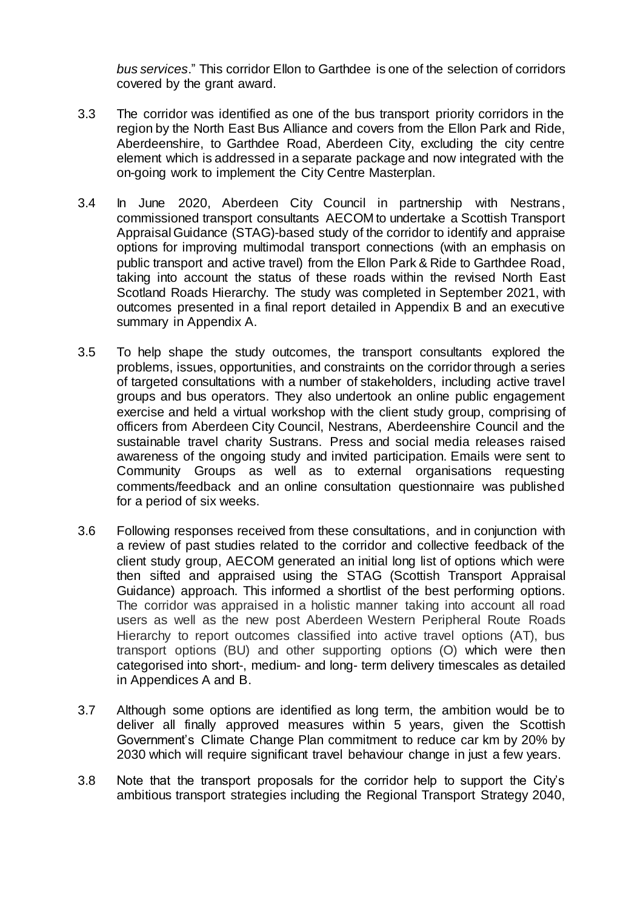*bus services*." This corridor Ellon to Garthdee is one of the selection of corridors covered by the grant award.

3.3 The corridor was identified as one of the bus transport priority corridors in the region by the North East Bus Alliance and covers from the Ellon Park and Ride, Aberdeenshire, to Garthdee Road, Aberdeen City, excluding the city centre element which is addressed in a separate package and now integrated with the on-going work to implement the City Centre Masterplan.

3.4 In June 2020, Aberdeen City Council in partnership with Nestrans, commissioned transport consultants AECOM to undertake a Scottish Transport Appraisal Guidance (STAG)-based study of the corridor to identify and appraise options for improving multimodal transport connections (with an emphasis on public transport and active travel) from the Ellon Park & Ride to Garthdee Road, taking into account the status of these roads within the revised North East Scotland Roads Hierarchy. The study was completed in September 2021, with outcomes presented in a final report detailed in Appendix B and an executive summary in Appendix A.

3.5 To help shape the study outcomes, the transport consultants explored the problems, issues, opportunities, and constraints on the corridor through a series of targeted consultations with a number of stakeholders, including active travel groups and bus operators. They also undertook an online public engagement exercise and held a virtual workshop with the client study group, comprising of officers from Aberdeen City Council, Nestrans, Aberdeenshire Council and the sustainable travel charity Sustrans. Press and social media releases raised awareness of the ongoing study and invited participation. Emails were sent to Community Groups as well as to external organisations requesting comments/feedback and an online consultation questionnaire was published for a period of six weeks.

3.6 Following responses received from these consultations, and in conjunction with a review of past studies related to the corridor and collective feedback of the client study group, AECOM generated an initial long list of options which were then sifted and appraised using the STAG (Scottish Transport Appraisal Guidance) approach. This informed a shortlist of the best performing options. The corridor was appraised in a holistic manner taking into account all road users as well as the new post Aberdeen Western Peripheral Route Roads Hierarchy to report outcomes classified into active travel options (AT), bus transport options (BU) and other supporting options (O) which were then categorised into short-, medium- and long- term delivery timescales as detailed in Appendices A and B.

3.7 Although some options are identified as long term, the ambition would be to deliver all finally approved measures within 5 years, given the Scottish Government's Climate Change Plan commitment to reduce car km by 20% by 2030 which will require significant travel behaviour change in just a few years.

3.8 Note that the transport proposals for the corridor help to support the City's ambitious transport strategies including the Regional Transport Strategy 2040,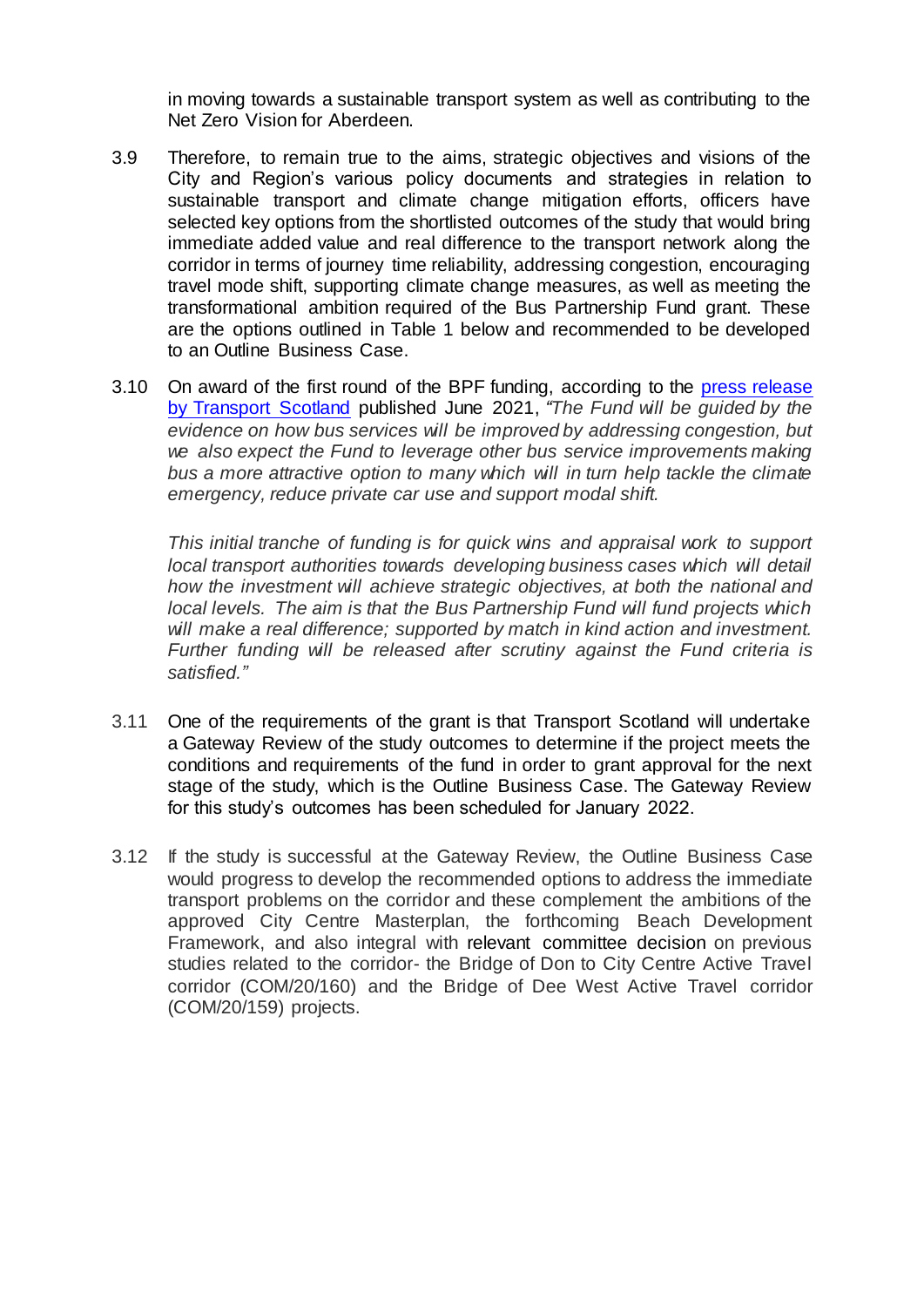in moving towards a sustainable transport system as well as contributing to the Net Zero Vision for Aberdeen.

3.9 Therefore, to remain true to the aims, strategic objectives and visions of the City and Region's various policy documents and strategies in relation to sustainable transport and climate change mitigation efforts, officers have selected key options from the shortlisted outcomes of the study that would bring immediate added value and real difference to the transport network along the corridor in terms of journey time reliability, addressing congestion, encouraging travel mode shift, supporting climate change measures, as well as meeting the transformational ambition required of the Bus Partnership Fund grant. These are the options outlined in Table 1 below and recommended to be developed to an Outline Business Case.

3.10 On award of the first round of the BPF funding, according to the press release by Transport Scotland published June 2021, *"The Fund will be guided by the evidence on how bus services will be improved by addressing congestion, but we also expect the Fund to leverage other bus service improvements making bus a more attractive option to many which will in turn help tackle the climate emergency, reduce private car use and support modal shift.*

*This initial tranche of funding is for quick wins and appraisal work to support local transport authorities towards developing business cases which will detail how the investment will achieve strategic objectives, at both the national and local levels. The aim is that the Bus Partnership Fund will fund projects which will make a real difference; supported by match in kind action and investment. Further funding will be released after scrutiny against the Fund criteria is satisfied."*

3.11 One of the requirements of the grant is that Transport Scotland will undertake a Gateway Review of the study outcomes to determine if the project meets the conditions and requirements of the fund in order to grant approval for the next stage of the study, which is the Outline Business Case. The Gateway Review for this study's outcomes has been scheduled for January 2022.

3.12 If the study is successful at the Gateway Review, the Outline Business Case would progress to develop the recommended options to address the immediate transport problems on the corridor and these complement the ambitions of the approved City Centre Masterplan, the forthcoming Beach Development Framework, and also integral with relevant committee decision on previous studies related to the corridor- the Bridge of Don to City Centre Active Travel corridor (COM/20/160) and the Bridge of Dee West Active Travel corridor (COM/20/159) projects.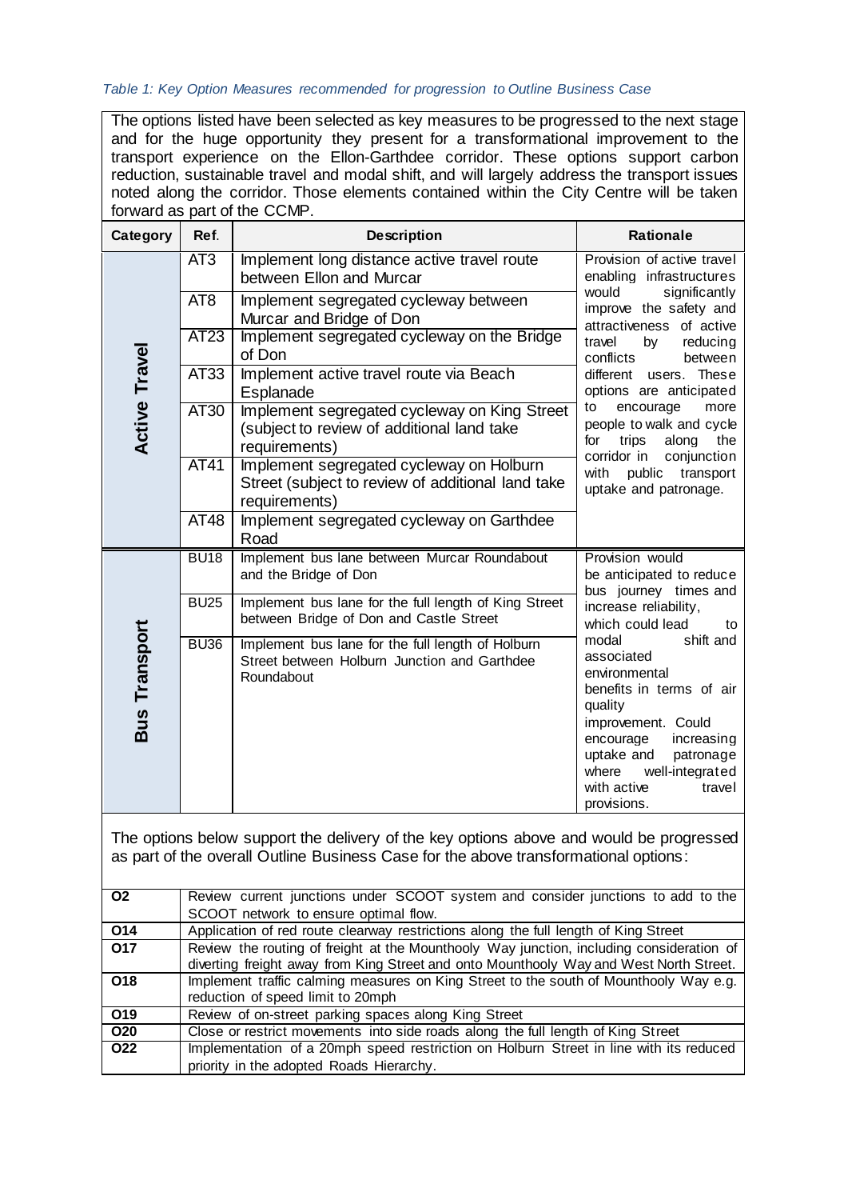*Table 1: Key Option Measures recommended for progression to Outline Business Case*

The options listed have been selected as key measures to be progressed to the next stage and for the huge opportunity they present for a transformational improvement to the transport experience on the Ellon-Garthdee corridor. These options support carbon reduction, sustainable travel and modal shift, and will largely address the transport issues noted along the corridor. Those elements contained within the City Centre will be taken forward as part of the CCMP.

| Category | Ref. | Description | Rationale |
|---|---|---|---|
| Active Travel | AT3 | Implement long distance active travel route between Ellon and Murcar | Provision of active travel enabling infrastructures would significantly improve the safety and attractiveness of active travel by reducing conflicts between different users. These options are anticipated to encourage more people to walk and cycle for trips along the corridor in conjunction with public transport uptake and patronage. |
| | AT8 | Implement segregated cycleway between Murcar and Bridge of Don | |
| | AT23 | Implement segregated cycleway on the Bridge of Don | |
| | AT33 | Implement active travel route via Beach Esplanade | |
| | AT30 | Implement segregated cycleway on King Street (subject to review of additional land take requirements) | |
| | AT41 | Implement segregated cycleway on Holburn Street (subject to review of additional land take requirements) | |
| | AT48 | Implement segregated cycleway on Garthdee Road | |
| Bus Transport | BU18 | Implement bus lane between Murcar Roundabout and the Bridge of Don | Provision would be anticipated to reduce bus journey times and increase reliability, which could lead to modal shift and associated environmental benefits in terms of air quality improvement. Could encourage increasing uptake and patronage where well-integrated with active travel provisions. |
| | BU25 | Implement bus lane for the full length of King Street between Bridge of Don and Castle Street | |
| | BU36 | Implement bus lane for the full length of Holburn Street between Holburn Junction and Garthdee Roundabout | |

The options below support the delivery of the key options above and would be progressed as part of the overall Outline Business Case for the above transformational options:

| Ref. | Description |
|---|---|
| O2 | Review current junctions under SCOOT system and consider junctions to add to the SCOOT network to ensure optimal flow. |
| O14 | Application of red route clearway restrictions along the full length of King Street |
| O17 | Review the routing of freight at the Mounthooly Way junction, including consideration of diverting freight away from King Street and onto Mounthooly Way and West North Street. |
| O18 | Implement traffic calming measures on King Street to the south of Mounthooly Way e.g. reduction of speed limit to 20mph |
| O19 | Review of on-street parking spaces along King Street |
| O20 | Close or restrict movements into side roads along the full length of King Street |
| O22 | Implementation of a 20mph speed restriction on Holburn Street in line with its reduced priority in the adopted Roads Hierarchy. |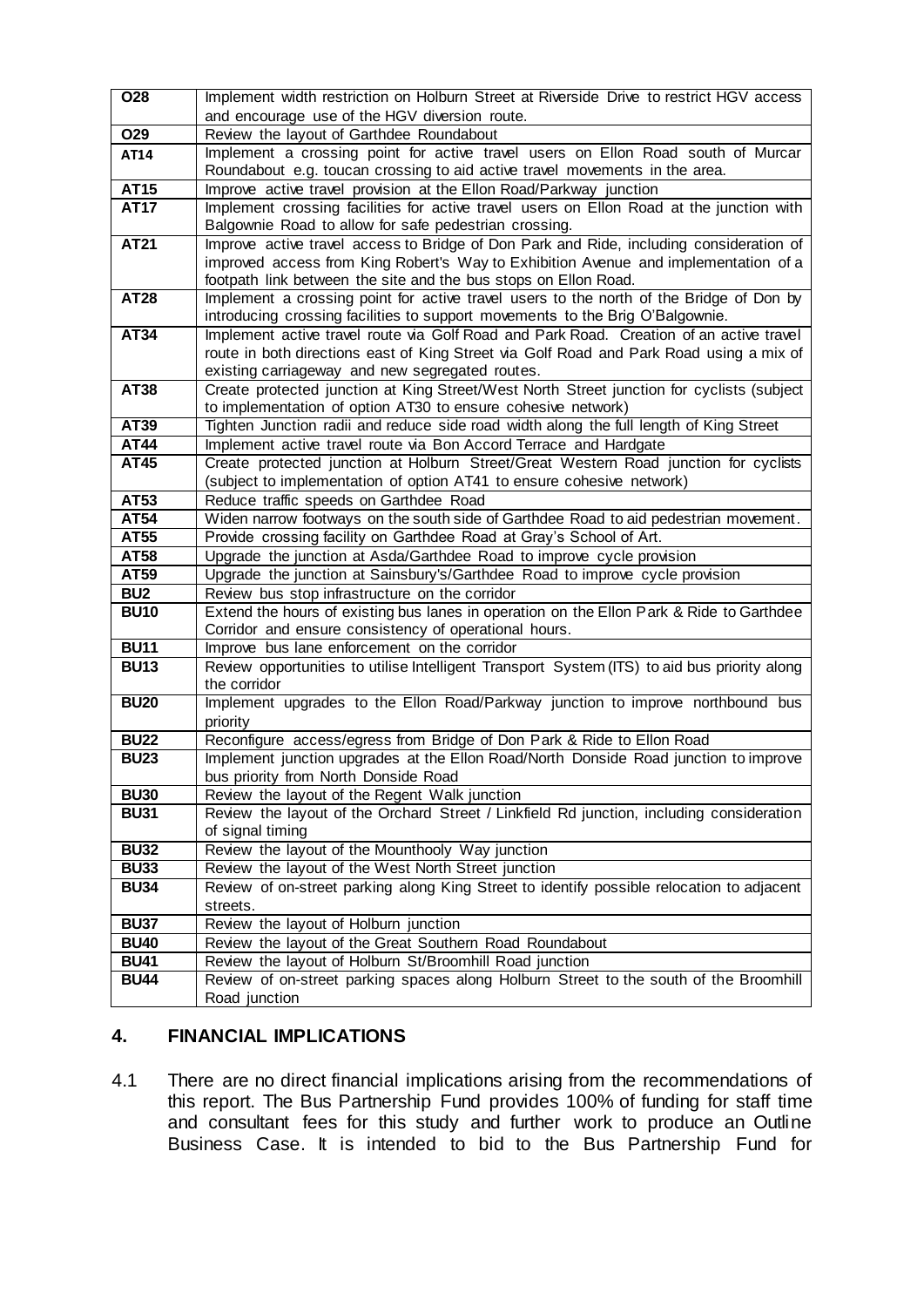| | |
|---|---|
| **O28** | Implement width restriction on Holburn Street at Riverside Drive to restrict HGV access and encourage use of the HGV diversion route. |
| **O29** | Review the layout of Garthdee Roundabout |
| **AT14** | Implement a crossing point for active travel users on Ellon Road south of Murcar Roundabout e.g. toucan crossing to aid active travel movements in the area. |
| **AT15** | Improve active travel provision at the Ellon Road/Parkway junction |
| **AT17** | Implement crossing facilities for active travel users on Ellon Road at the junction with Balgownie Road to allow for safe pedestrian crossing. |
| **AT21** | Improve active travel access to Bridge of Don Park and Ride, including consideration of improved access from King Robert's Way to Exhibition Avenue and implementation of a footpath link between the site and the bus stops on Ellon Road. |
| **AT28** | Implement a crossing point for active travel users to the north of the Bridge of Don by introducing crossing facilities to support movements to the Brig O'Balgownie. |
| **AT34** | Implement active travel route via Golf Road and Park Road. Creation of an active travel route in both directions east of King Street via Golf Road and Park Road using a mix of existing carriageway and new segregated routes. |
| **AT38** | Create protected junction at King Street/West North Street junction for cyclists (subject to implementation of option AT30 to ensure cohesive network) |
| **AT39** | Tighten Junction radii and reduce side road width along the full length of King Street |
| **AT44** | Implement active travel route via Bon Accord Terrace and Hardgate |
| **AT45** | Create protected junction at Holburn Street/Great Western Road junction for cyclists (subject to implementation of option AT41 to ensure cohesive network) |
| **AT53** | Reduce traffic speeds on Garthdee Road |
| **AT54** | Widen narrow footways on the south side of Garthdee Road to aid pedestrian movement. |
| **AT55** | Provide crossing facility on Garthdee Road at Gray's School of Art. |
| **AT58** | Upgrade the junction at Asda/Garthdee Road to improve cycle provision |
| **AT59** | Upgrade the junction at Sainsbury's/Garthdee Road to improve cycle provision |
| **BU2** | Review bus stop infrastructure on the corridor |
| **BU10** | Extend the hours of existing bus lanes in operation on the Ellon Park & Ride to Garthdee Corridor and ensure consistency of operational hours. |
| **BU11** | Improve bus lane enforcement on the corridor |
| **BU13** | Review opportunities to utilise Intelligent Transport System (ITS) to aid bus priority along the corridor |
| **BU20** | Implement upgrades to the Ellon Road/Parkway junction to improve northbound bus priority |
| **BU22** | Reconfigure access/egress from Bridge of Don Park & Ride to Ellon Road |
| **BU23** | Implement junction upgrades at the Ellon Road/North Donside Road junction to improve bus priority from North Donside Road |
| **BU30** | Review the layout of the Regent Walk junction |
| **BU31** | Review the layout of the Orchard Street / Linkfield Rd junction, including consideration of signal timing |
| **BU32** | Review the layout of the Mounthooly Way junction |
| **BU33** | Review the layout of the West North Street junction |
| **BU34** | Review of on-street parking along King Street to identify possible relocation to adjacent streets. |
| **BU37** | Review the layout of Holburn junction |
| **BU40** | Review the layout of the Great Southern Road Roundabout |
| **BU41** | Review the layout of Holburn St/Broomhill Road junction |
| **BU44** | Review of on-street parking spaces along Holburn Street to the south of the Broomhill Road junction |

## 4. FINANCIAL IMPLICATIONS

4.1 There are no direct financial implications arising from the recommendations of this report. The Bus Partnership Fund provides 100% of funding for staff time and consultant fees for this study and further work to produce an Outline Business Case. It is intended to bid to the Bus Partnership Fund for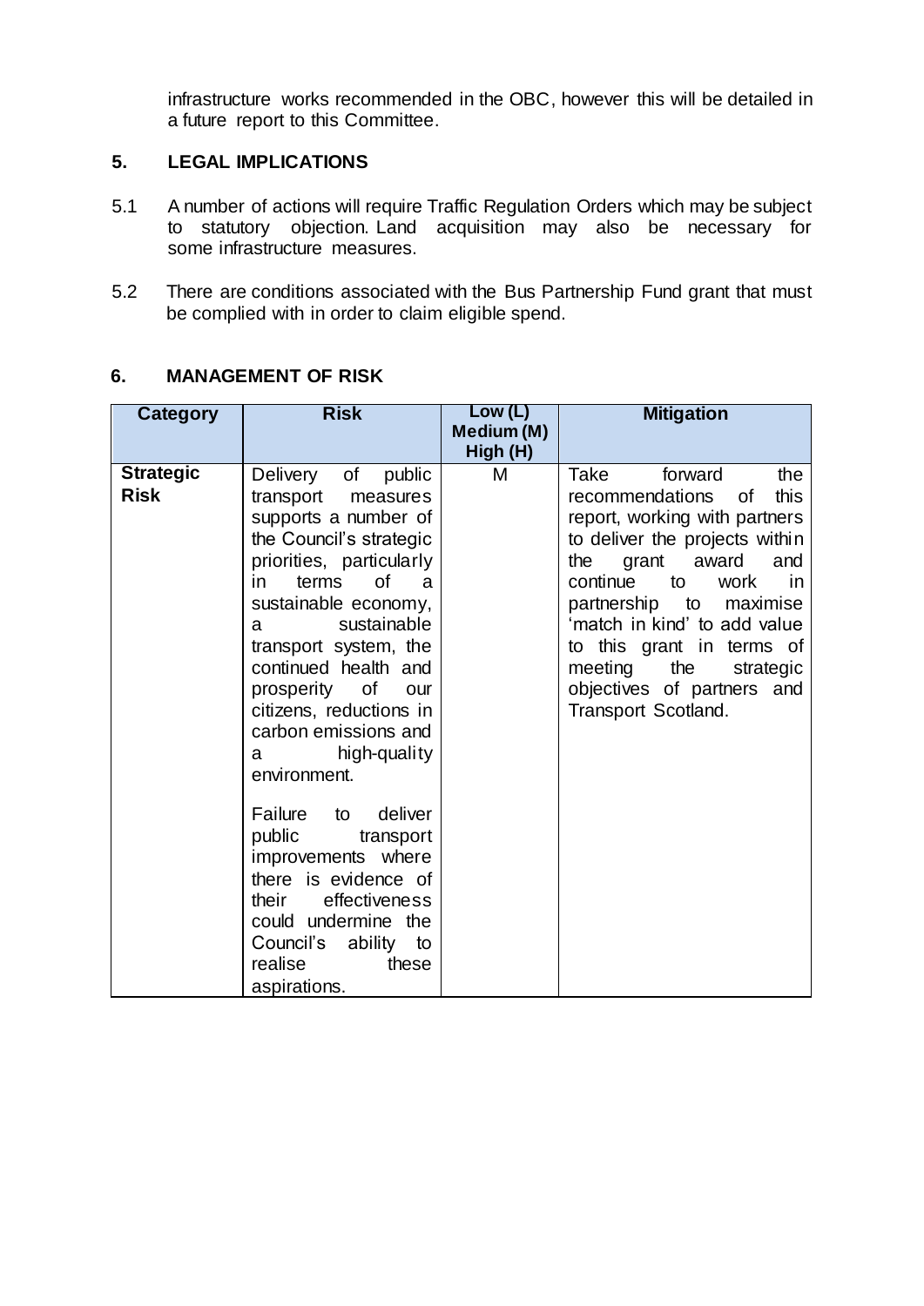infrastructure works recommended in the OBC, however this will be detailed in a future report to this Committee.

## 5. LEGAL IMPLICATIONS

5.1 A number of actions will require Traffic Regulation Orders which may be subject to statutory objection. Land acquisition may also be necessary for some infrastructure measures.

5.2 There are conditions associated with the Bus Partnership Fund grant that must be complied with in order to claim eligible spend.

## 6. MANAGEMENT OF RISK

| Category | Risk | Low (L) Medium (M) High (H) | Mitigation |
|---|---|---|---|
| **Strategic Risk** | Delivery of public transport measures supports a number of the Council's strategic priorities, particularly in terms of a sustainable economy, a sustainable transport system, the continued health and prosperity of our citizens, reductions in carbon emissions and a high-quality environment.<br><br>Failure to deliver public transport improvements where there is evidence of their effectiveness could undermine the Council's ability to realise these aspirations. | M | Take forward the recommendations of this report, working with partners to deliver the projects within the grant award and continue to work in partnership to maximise 'match in kind' to add value to this grant in terms of meeting the strategic objectives of partners and Transport Scotland. |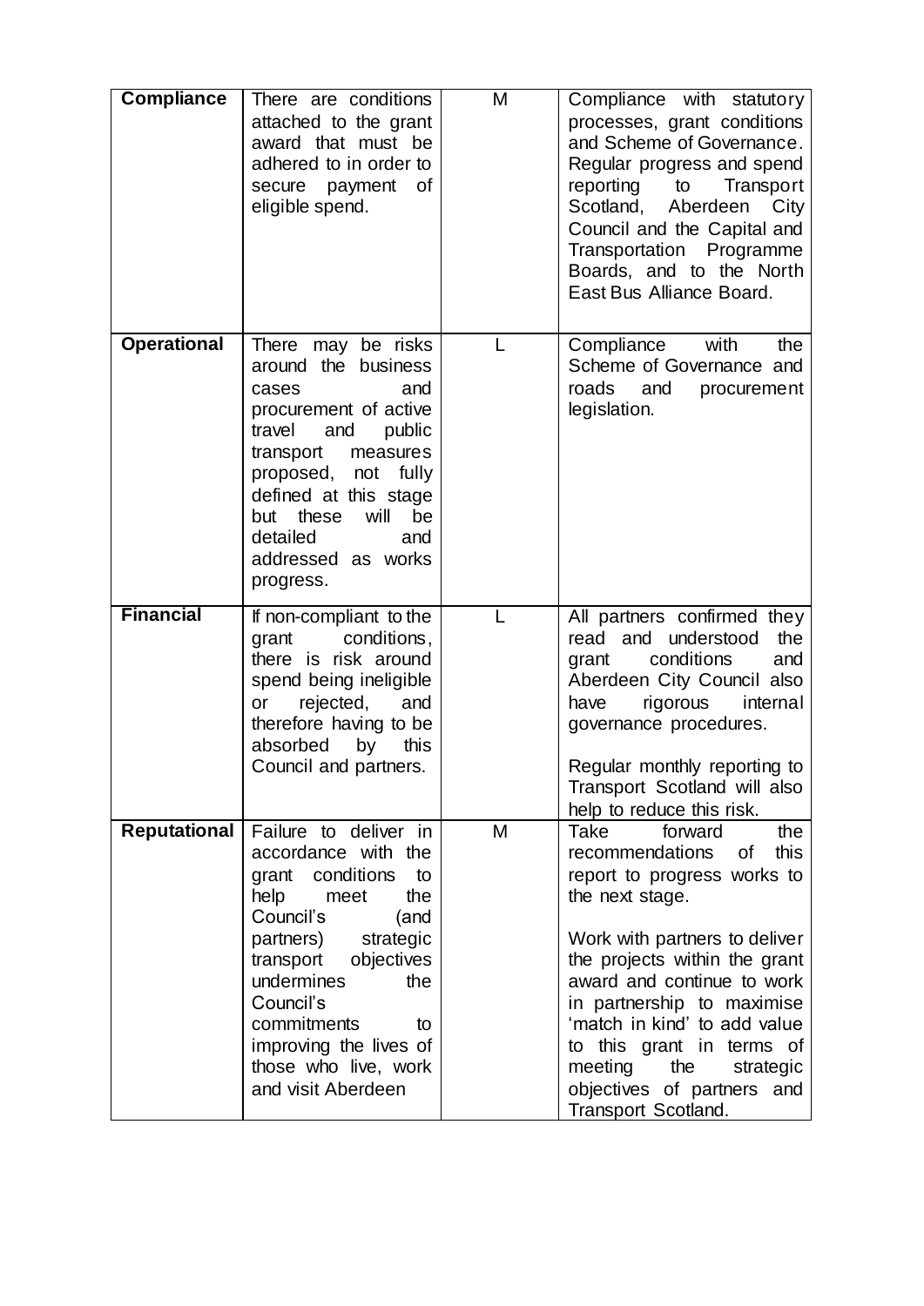| **Compliance** | There are conditions attached to the grant award that must be adhered to in order to secure payment of eligible spend. | M | Compliance with statutory processes, grant conditions and Scheme of Governance. Regular progress and spend reporting to Transport Scotland, Aberdeen City Council and the Capital and Transportation Programme Boards, and to the North East Bus Alliance Board. |
|---|---|---|---|
| **Operational** | There may be risks around the business cases and procurement of active travel and public transport measures proposed, not fully defined at this stage but these will be detailed and addressed as works progress. | L | Compliance with the Scheme of Governance and roads and procurement legislation. |
| **Financial** | If non-compliant to the grant conditions, there is risk around spend being ineligible or rejected, and therefore having to be absorbed by this Council and partners. | L | All partners confirmed they read and understood the grant conditions and Aberdeen City Council also have rigorous internal governance procedures.<br><br>Regular monthly reporting to Transport Scotland will also help to reduce this risk. |
| **Reputational** | Failure to deliver in accordance with the grant conditions to help meet the Council's (and partners) strategic transport objectives undermines the Council's commitments to improving the lives of those who live, work and visit Aberdeen | M | Take forward the recommendations of this report to progress works to the next stage.<br><br>Work with partners to deliver the projects within the grant award and continue to work in partnership to maximise 'match in kind' to add value to this grant in terms of meeting the strategic objectives of partners and Transport Scotland. |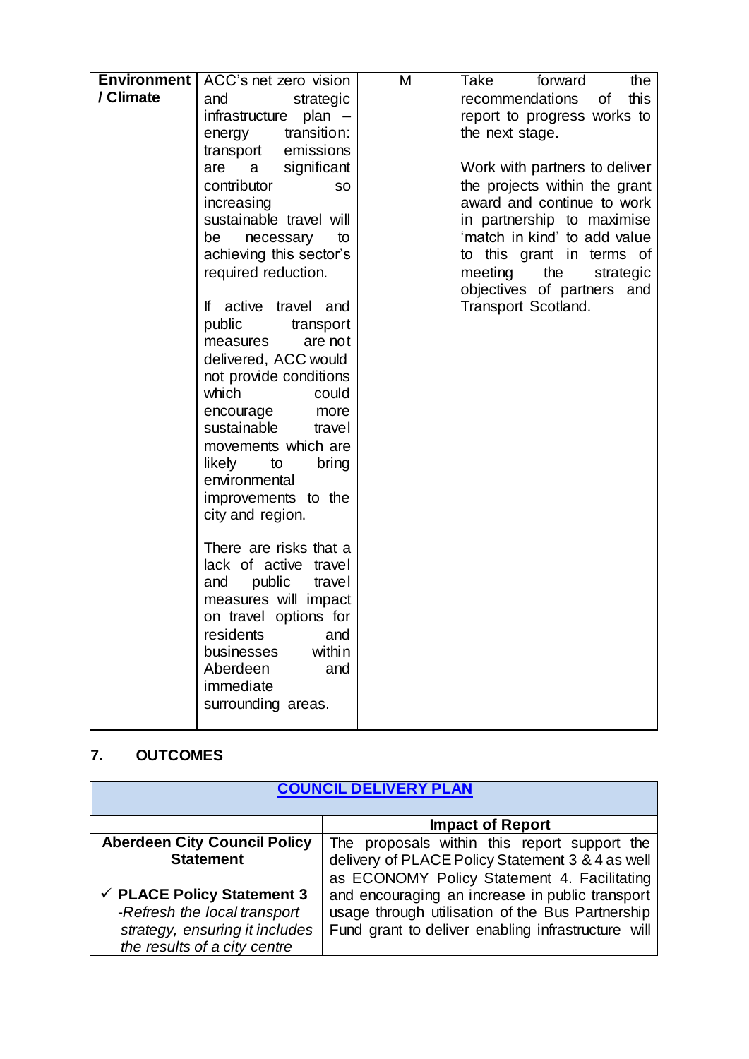| **Environment / Climate** | ACC's net zero vision and strategic infrastructure plan – energy transition: transport emissions are a significant contributor so increasing sustainable travel will be necessary to achieving this sector's required reduction.<br><br>If active travel and public transport measures are not delivered, ACC would not provide conditions which could encourage more sustainable travel movements which are likely to bring environmental improvements to the city and region.<br><br>There are risks that a lack of active travel and public travel measures will impact on travel options for residents and businesses within Aberdeen and immediate surrounding areas. | M | Take forward the recommendations of this report to progress works to the next stage.<br><br>Work with partners to deliver the projects within the grant award and continue to work in partnership to maximise 'match in kind' to add value to this grant in terms of meeting the strategic objectives of partners and Transport Scotland. |
|---|---|---|---|

## 7. OUTCOMES

| [COUNCIL DELIVERY PLAN]() | |
|---|---|
| | **Impact of Report** |
| **Aberdeen City Council Policy Statement**<br><br>✓ **PLACE Policy Statement 3** *-Refresh the local transport strategy, ensuring it includes the results of a city centre* | The proposals within this report support the delivery of PLACE Policy Statement 3 & 4 as well as ECONOMY Policy Statement 4. Facilitating and encouraging an increase in public transport usage through utilisation of the Bus Partnership Fund grant to deliver enabling infrastructure will |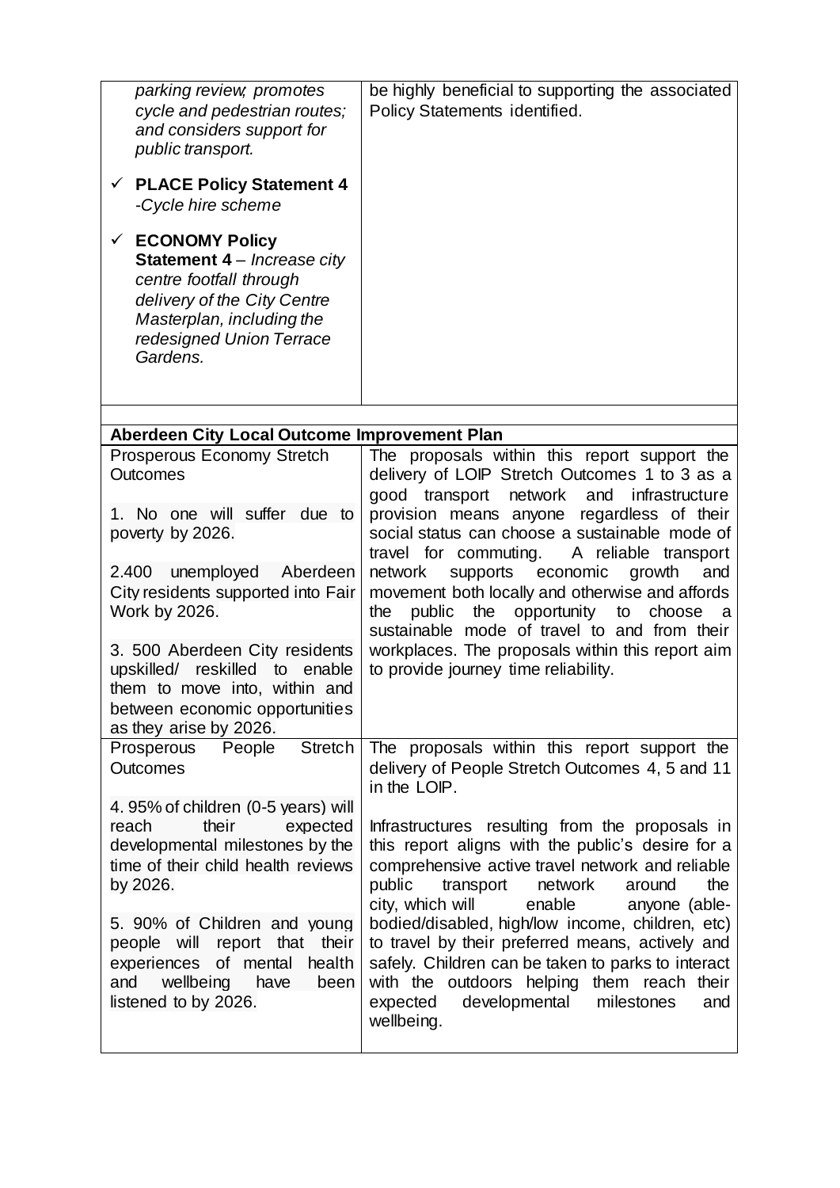| | |
|---|---|
| *parking review; promotes cycle and pedestrian routes; and considers support for public transport.*<br><br>✓ **PLACE Policy Statement 4** *-Cycle hire scheme*<br><br>✓ **ECONOMY Policy Statement 4** – *Increase city centre footfall through delivery of the City Centre Masterplan, including the redesigned Union Terrace Gardens.* | be highly beneficial to supporting the associated Policy Statements identified. |
| | |
| **Aberdeen City Local Outcome Improvement Plan** | |
| Prosperous Economy Stretch Outcomes<br><br>1. No one will suffer due to poverty by 2026.<br><br>2.400 unemployed Aberdeen City residents supported into Fair Work by 2026.<br><br>3. 500 Aberdeen City residents upskilled/ reskilled to enable them to move into, within and between economic opportunities as they arise by 2026. | The proposals within this report support the delivery of LOIP Stretch Outcomes 1 to 3 as a good transport network and infrastructure provision means anyone regardless of their social status can choose a sustainable mode of travel for commuting. A reliable transport network supports economic growth and movement both locally and otherwise and affords the public the opportunity to choose a sustainable mode of travel to and from their workplaces. The proposals within this report aim to provide journey time reliability. |
| Prosperous People Stretch Outcomes<br><br>4. 95% of children (0-5 years) will reach their expected developmental milestones by the time of their child health reviews by 2026.<br><br>5. 90% of Children and young people will report that their experiences of mental health and wellbeing have been listened to by 2026. | The proposals within this report support the delivery of People Stretch Outcomes 4, 5 and 11 in the LOIP.<br><br>Infrastructures resulting from the proposals in this report aligns with the public's desire for a comprehensive active travel network and reliable public transport network around the city, which will enable anyone (able-bodied/disabled, high/low income, children, etc) to travel by their preferred means, actively and safely. Children can be taken to parks to interact with the outdoors helping them reach their expected developmental milestones and wellbeing. |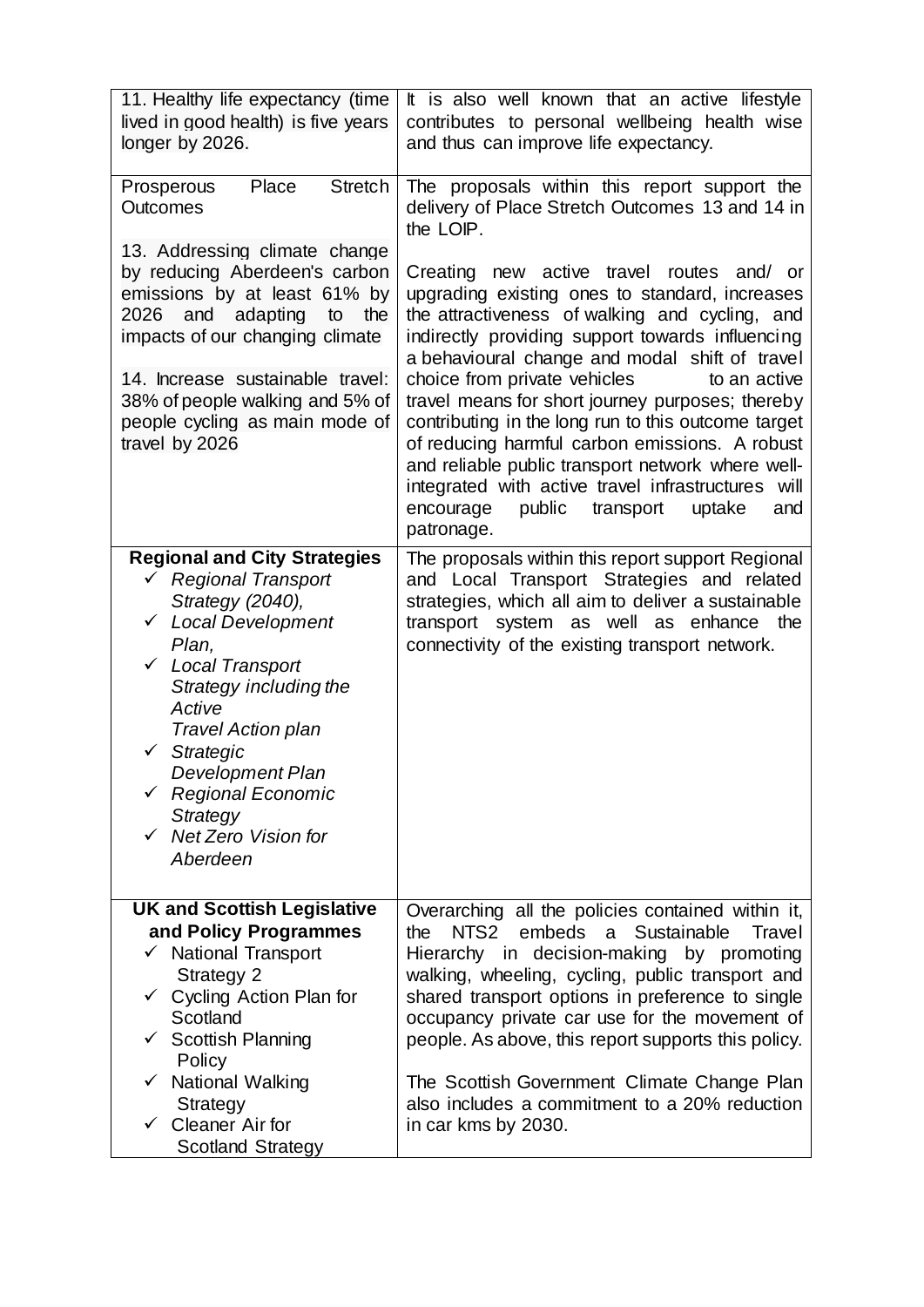| | |
|---|---|
| 11. Healthy life expectancy (time lived in good health) is five years longer by 2026. | It is also well known that an active lifestyle contributes to personal wellbeing health wise and thus can improve life expectancy. |
| Prosperous Place Stretch Outcomes<br><br>13. Addressing climate change by reducing Aberdeen's carbon emissions by at least 61% by 2026 and adapting to the impacts of our changing climate<br><br>14. Increase sustainable travel: 38% of people walking and 5% of people cycling as main mode of travel by 2026 | The proposals within this report support the delivery of Place Stretch Outcomes 13 and 14 in the LOIP.<br><br>Creating new active travel routes and/ or upgrading existing ones to standard, increases the attractiveness of walking and cycling, and indirectly providing support towards influencing a behavioural change and modal shift of travel choice from private vehicles to an active travel means for short journey purposes; thereby contributing in the long run to this outcome target of reducing harmful carbon emissions. A robust and reliable public transport network where well-integrated with active travel infrastructures will encourage public transport uptake and patronage. |
| **Regional and City Strategies**<br>✓ *Regional Transport Strategy (2040),*<br>✓ *Local Development Plan,*<br>✓ *Local Transport Strategy including the Active Travel Action plan*<br>✓ *Strategic Development Plan*<br>✓ *Regional Economic Strategy*<br>✓ *Net Zero Vision for Aberdeen* | The proposals within this report support Regional and Local Transport Strategies and related strategies, which all aim to deliver a sustainable transport system as well as enhance the connectivity of the existing transport network. |
| **UK and Scottish Legislative and Policy Programmes**<br>✓ National Transport Strategy 2<br>✓ Cycling Action Plan for Scotland<br>✓ Scottish Planning Policy<br>✓ National Walking Strategy<br>✓ Cleaner Air for Scotland Strategy | Overarching all the policies contained within it, the NTS2 embeds a Sustainable Travel Hierarchy in decision-making by promoting walking, wheeling, cycling, public transport and shared transport options in preference to single occupancy private car use for the movement of people. As above, this report supports this policy.<br><br>The Scottish Government Climate Change Plan also includes a commitment to a 20% reduction in car kms by 2030. |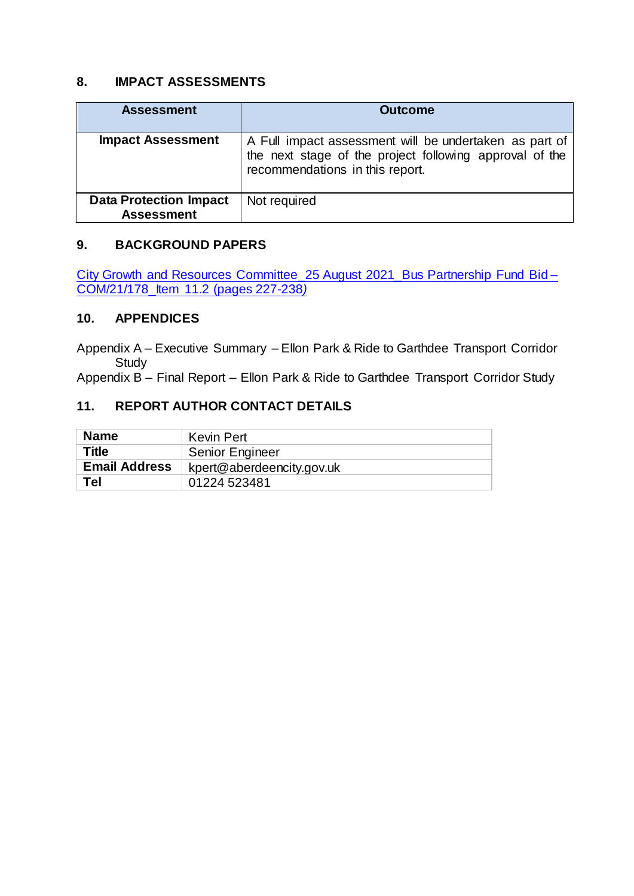## 8. IMPACT ASSESSMENTS

| Assessment | Outcome |
|---|---|
| **Impact Assessment** | A Full impact assessment will be undertaken as part of the next stage of the project following approval of the recommendations in this report. |
| **Data Protection Impact Assessment** | Not required |

## 9. BACKGROUND PAPERS

City Growth and Resources Committee_25 August 2021_Bus Partnership Fund Bid – COM/21/178_Item 11.2 (pages 227-238)

## 10. APPENDICES

Appendix A – Executive Summary – Ellon Park & Ride to Garthdee Transport Corridor Study

Appendix B – Final Report – Ellon Park & Ride to Garthdee Transport Corridor Study

## 11. REPORT AUTHOR CONTACT DETAILS

| | |
|---|---|
| **Name** | Kevin Pert |
| **Title** | Senior Engineer |
| **Email Address** | kpert@aberdeencity.gov.uk |
| **Tel** | 01224 523481 |